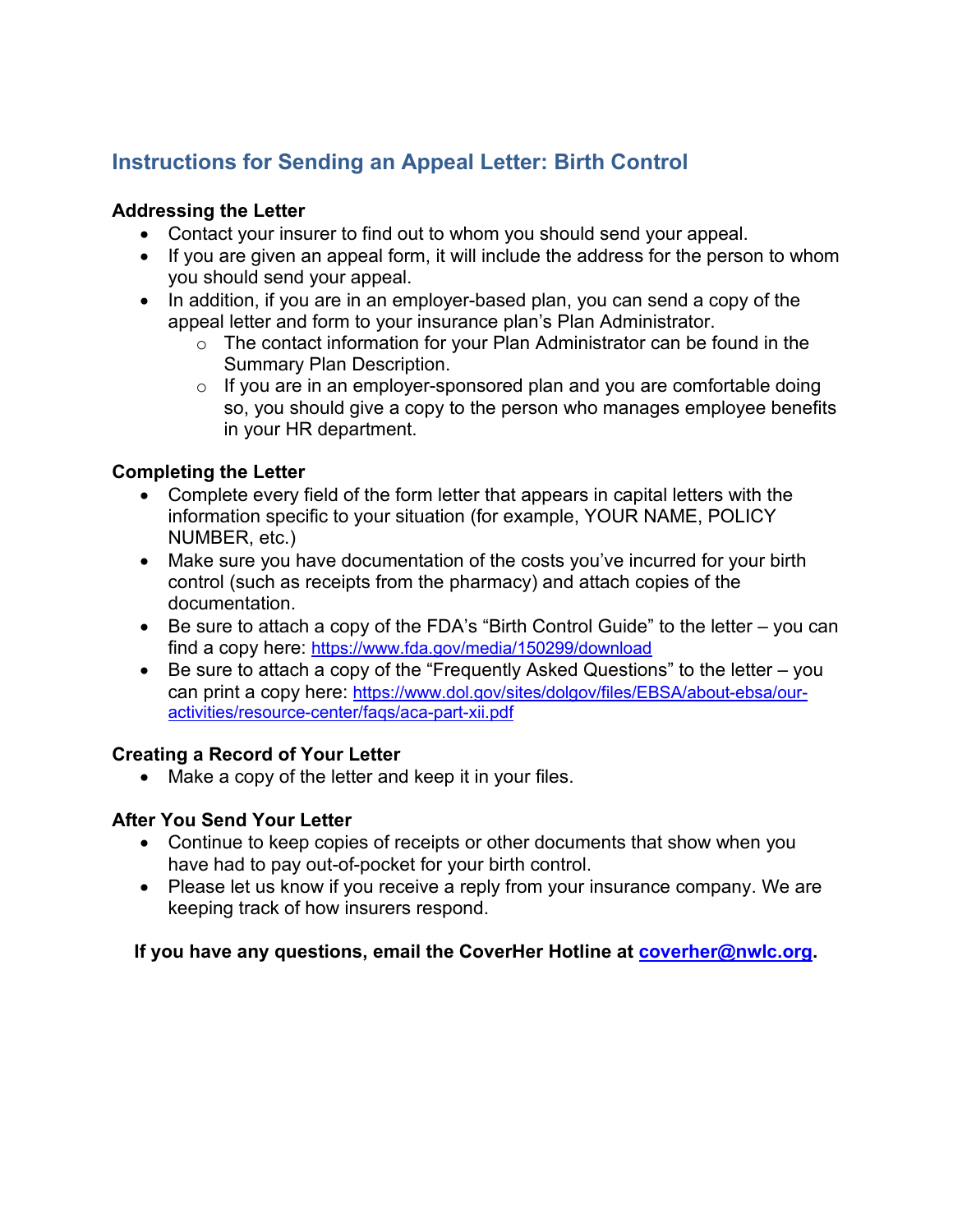## Instructions for Sending an Appeal Letter: Birth Control

**Addressing the Letter**

- Contact your insurer to find out to whom you should send your appeal.
- If you are given an appeal form, it will include the address for the person to whom you should send your appeal.
- In addition, if you are in an employer-based plan, you can send a copy of the appeal letter and form to your insurance plan's Plan Administrator.
  - The contact information for your Plan Administrator can be found in the Summary Plan Description.
  - If you are in an employer-sponsored plan and you are comfortable doing so, you should give a copy to the person who manages employee benefits in your HR department.

**Completing the Letter**

- Complete every field of the form letter that appears in capital letters with the information specific to your situation (for example, YOUR NAME, POLICY NUMBER, etc.)
- Make sure you have documentation of the costs you've incurred for your birth control (such as receipts from the pharmacy) and attach copies of the documentation.
- Be sure to attach a copy of the FDA's "Birth Control Guide" to the letter – you can find a copy here: https://www.fda.gov/media/150299/download
- Be sure to attach a copy of the "Frequently Asked Questions" to the letter – you can print a copy here: https://www.dol.gov/sites/dolgov/files/EBSA/about-ebsa/our-activities/resource-center/faqs/aca-part-xii.pdf

**Creating a Record of Your Letter**

- Make a copy of the letter and keep it in your files.

**After You Send Your Letter**

- Continue to keep copies of receipts or other documents that show when you have had to pay out-of-pocket for your birth control.
- Please let us know if you receive a reply from your insurance company. We are keeping track of how insurers respond.

**If you have any questions, email the CoverHer Hotline at coverher@nwlc.org.**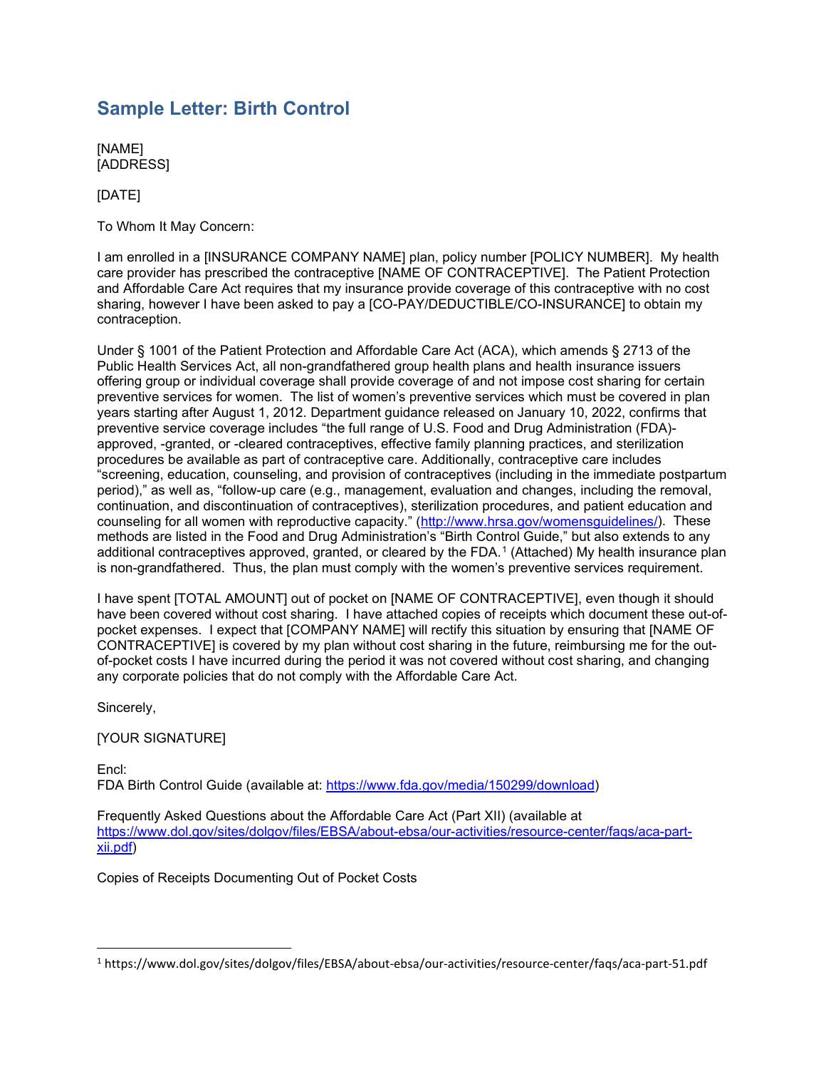# Sample Letter: Birth Control

[NAME]
[ADDRESS]

[DATE]

To Whom It May Concern:

I am enrolled in a [INSURANCE COMPANY NAME] plan, policy number [POLICY NUMBER]. My health care provider has prescribed the contraceptive [NAME OF CONTRACEPTIVE]. The Patient Protection and Affordable Care Act requires that my insurance provide coverage of this contraceptive with no cost sharing, however I have been asked to pay a [CO-PAY/DEDUCTIBLE/CO-INSURANCE] to obtain my contraception.

Under § 1001 of the Patient Protection and Affordable Care Act (ACA), which amends § 2713 of the Public Health Services Act, all non-grandfathered group health plans and health insurance issuers offering group or individual coverage shall provide coverage of and not impose cost sharing for certain preventive services for women. The list of women's preventive services which must be covered in plan years starting after August 1, 2012. Department guidance released on January 10, 2022, confirms that preventive service coverage includes "the full range of U.S. Food and Drug Administration (FDA)-approved, -granted, or -cleared contraceptives, effective family planning practices, and sterilization procedures be available as part of contraceptive care. Additionally, contraceptive care includes "screening, education, counseling, and provision of contraceptives (including in the immediate postpartum period)," as well as, "follow-up care (e.g., management, evaluation and changes, including the removal, continuation, and discontinuation of contraceptives), sterilization procedures, and patient education and counseling for all women with reproductive capacity." (http://www.hrsa.gov/womensguidelines/). These methods are listed in the Food and Drug Administration's "Birth Control Guide," but also extends to any additional contraceptives approved, granted, or cleared by the FDA.[1] (Attached) My health insurance plan is non-grandfathered. Thus, the plan must comply with the women's preventive services requirement.

I have spent [TOTAL AMOUNT] out of pocket on [NAME OF CONTRACEPTIVE], even though it should have been covered without cost sharing. I have attached copies of receipts which document these out-of-pocket expenses. I expect that [COMPANY NAME] will rectify this situation by ensuring that [NAME OF CONTRACEPTIVE] is covered by my plan without cost sharing in the future, reimbursing me for the out-of-pocket costs I have incurred during the period it was not covered without cost sharing, and changing any corporate policies that do not comply with the Affordable Care Act.

Sincerely,

[YOUR SIGNATURE]

Encl:
FDA Birth Control Guide (available at: https://www.fda.gov/media/150299/download)

Frequently Asked Questions about the Affordable Care Act (Part XII) (available at https://www.dol.gov/sites/dolgov/files/EBSA/about-ebsa/our-activities/resource-center/faqs/aca-part-xii.pdf)

Copies of Receipts Documenting Out of Pocket Costs

---

[1] https://www.dol.gov/sites/dolgov/files/EBSA/about-ebsa/our-activities/resource-center/faqs/aca-part-51.pdf